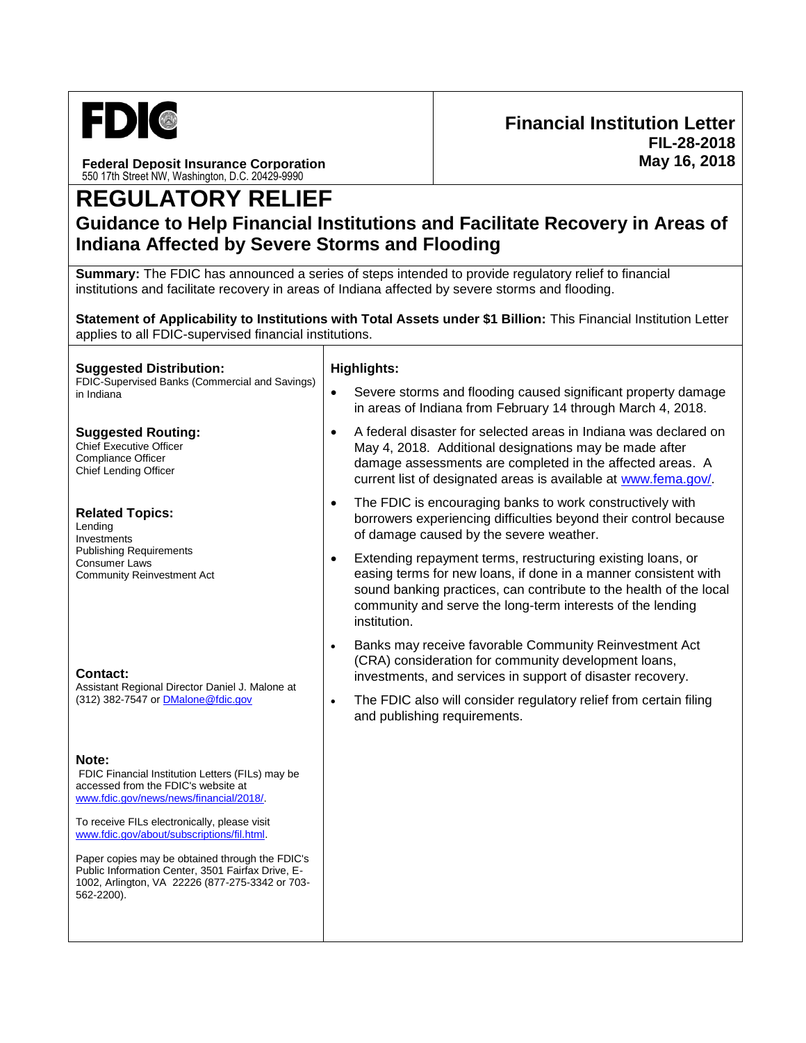**FDIC**

**Federal Deposit Insurance Corporation**
550 17th Street NW, Washington, D.C. 20429-9990

**Financial Institution Letter**
**FIL-28-2018**
**May 16, 2018**

# REGULATORY RELIEF

## Guidance to Help Financial Institutions and Facilitate Recovery in Areas of Indiana Affected by Severe Storms and Flooding

**Summary:** The FDIC has announced a series of steps intended to provide regulatory relief to financial institutions and facilitate recovery in areas of Indiana affected by severe storms and flooding.

**Statement of Applicability to Institutions with Total Assets under $1 Billion:** This Financial Institution Letter applies to all FDIC-supervised financial institutions.

**Suggested Distribution:**
FDIC-Supervised Banks (Commercial and Savings) in Indiana

**Suggested Routing:**
Chief Executive Officer
Compliance Officer
Chief Lending Officer

**Related Topics:**
Lending
Investments
Publishing Requirements
Consumer Laws
Community Reinvestment Act

**Contact:**
Assistant Regional Director Daniel J. Malone at (312) 382-7547 or DMalone@fdic.gov

**Note:**
FDIC Financial Institution Letters (FILs) may be accessed from the FDIC's website at www.fdic.gov/news/news/financial/2018/.

To receive FILs electronically, please visit www.fdic.gov/about/subscriptions/fil.html.

Paper copies may be obtained through the FDIC's Public Information Center, 3501 Fairfax Drive, E-1002, Arlington, VA 22226 (877-275-3342 or 703-562-2200).

**Highlights:**

- Severe storms and flooding caused significant property damage in areas of Indiana from February 14 through March 4, 2018.
- A federal disaster for selected areas in Indiana was declared on May 4, 2018. Additional designations may be made after damage assessments are completed in the affected areas. A current list of designated areas is available at www.fema.gov/.
- The FDIC is encouraging banks to work constructively with borrowers experiencing difficulties beyond their control because of damage caused by the severe weather.
- Extending repayment terms, restructuring existing loans, or easing terms for new loans, if done in a manner consistent with sound banking practices, can contribute to the health of the local community and serve the long-term interests of the lending institution.
- Banks may receive favorable Community Reinvestment Act (CRA) consideration for community development loans, investments, and services in support of disaster recovery.
- The FDIC also will consider regulatory relief from certain filing and publishing requirements.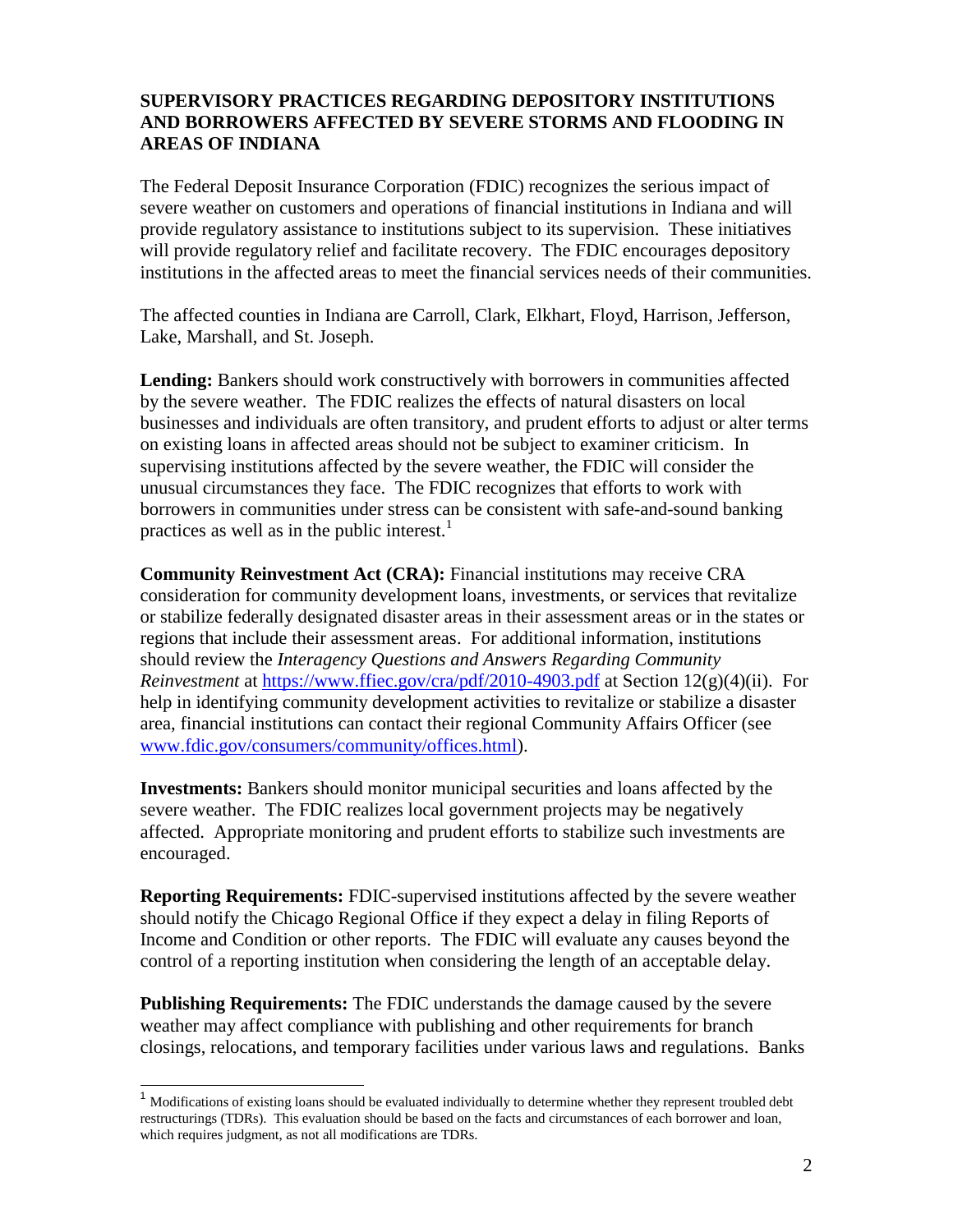**SUPERVISORY PRACTICES REGARDING DEPOSITORY INSTITUTIONS AND BORROWERS AFFECTED BY SEVERE STORMS AND FLOODING IN AREAS OF INDIANA**

The Federal Deposit Insurance Corporation (FDIC) recognizes the serious impact of severe weather on customers and operations of financial institutions in Indiana and will provide regulatory assistance to institutions subject to its supervision. These initiatives will provide regulatory relief and facilitate recovery. The FDIC encourages depository institutions in the affected areas to meet the financial services needs of their communities.

The affected counties in Indiana are Carroll, Clark, Elkhart, Floyd, Harrison, Jefferson, Lake, Marshall, and St. Joseph.

**Lending:** Bankers should work constructively with borrowers in communities affected by the severe weather. The FDIC realizes the effects of natural disasters on local businesses and individuals are often transitory, and prudent efforts to adjust or alter terms on existing loans in affected areas should not be subject to examiner criticism. In supervising institutions affected by the severe weather, the FDIC will consider the unusual circumstances they face. The FDIC recognizes that efforts to work with borrowers in communities under stress can be consistent with safe-and-sound banking practices as well as in the public interest.[1]

**Community Reinvestment Act (CRA):** Financial institutions may receive CRA consideration for community development loans, investments, or services that revitalize or stabilize federally designated disaster areas in their assessment areas or in the states or regions that include their assessment areas. For additional information, institutions should review the *Interagency Questions and Answers Regarding Community Reinvestment* at https://www.ffiec.gov/cra/pdf/2010-4903.pdf at Section 12(g)(4)(ii). For help in identifying community development activities to revitalize or stabilize a disaster area, financial institutions can contact their regional Community Affairs Officer (see www.fdic.gov/consumers/community/offices.html).

**Investments:** Bankers should monitor municipal securities and loans affected by the severe weather. The FDIC realizes local government projects may be negatively affected. Appropriate monitoring and prudent efforts to stabilize such investments are encouraged.

**Reporting Requirements:** FDIC-supervised institutions affected by the severe weather should notify the Chicago Regional Office if they expect a delay in filing Reports of Income and Condition or other reports. The FDIC will evaluate any causes beyond the control of a reporting institution when considering the length of an acceptable delay.

**Publishing Requirements:** The FDIC understands the damage caused by the severe weather may affect compliance with publishing and other requirements for branch closings, relocations, and temporary facilities under various laws and regulations. Banks

[1] Modifications of existing loans should be evaluated individually to determine whether they represent troubled debt restructurings (TDRs). This evaluation should be based on the facts and circumstances of each borrower and loan, which requires judgment, as not all modifications are TDRs.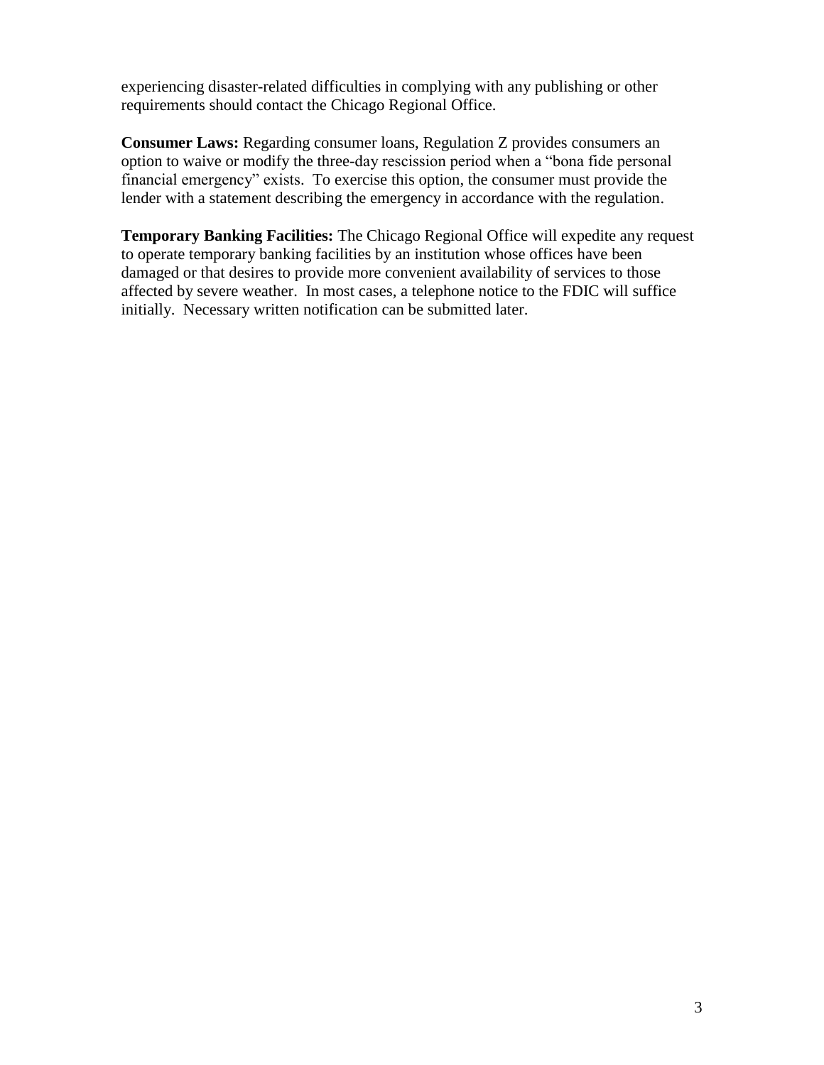experiencing disaster-related difficulties in complying with any publishing or other requirements should contact the Chicago Regional Office.

**Consumer Laws:** Regarding consumer loans, Regulation Z provides consumers an option to waive or modify the three-day rescission period when a "bona fide personal financial emergency" exists. To exercise this option, the consumer must provide the lender with a statement describing the emergency in accordance with the regulation.

**Temporary Banking Facilities:** The Chicago Regional Office will expedite any request to operate temporary banking facilities by an institution whose offices have been damaged or that desires to provide more convenient availability of services to those affected by severe weather. In most cases, a telephone notice to the FDIC will suffice initially. Necessary written notification can be submitted later.